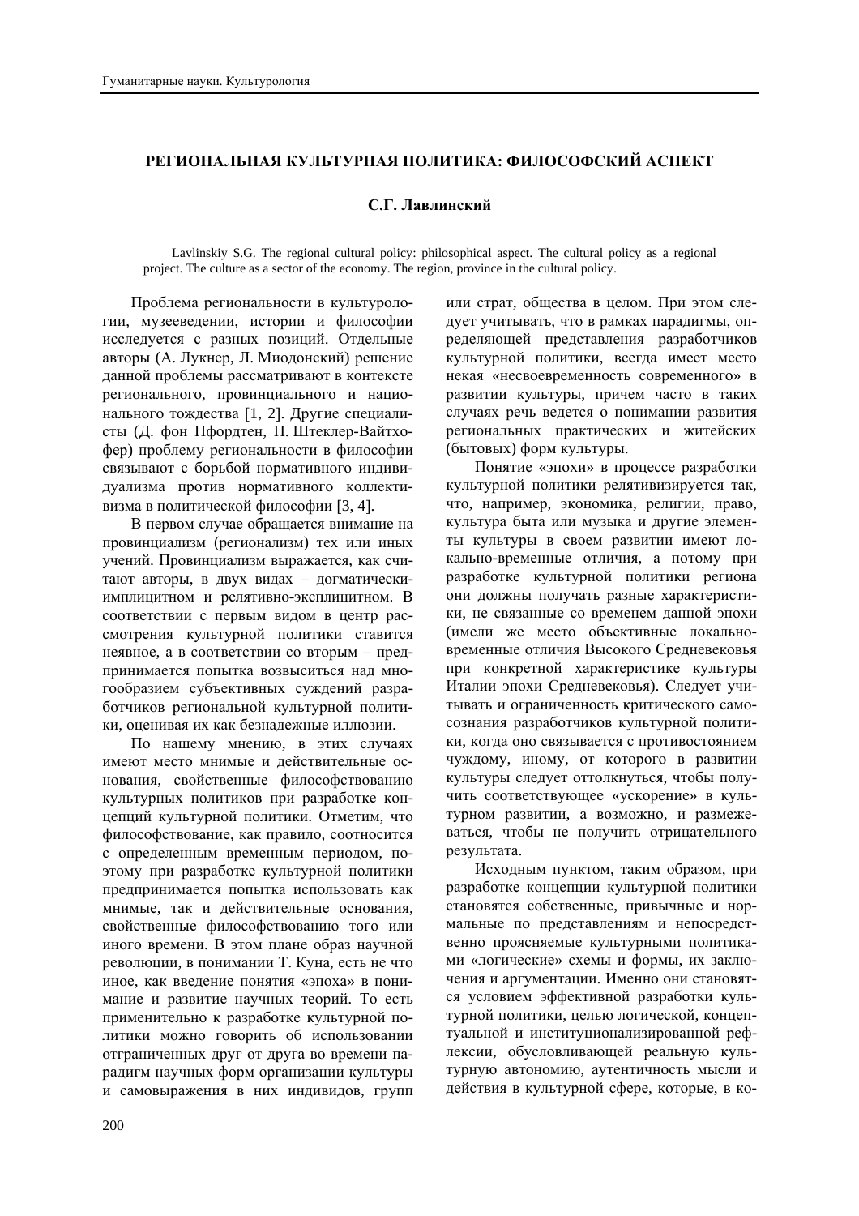# РЕГИОНАЛЬНАЯ КУЛЬТУРНАЯ ПОЛИТИКА: ФИЛОСОФСКИЙ АСПЕКТ

**С.Г. Лавлинский**

Lavlinskiy S.G. The regional cultural policy: philosophical aspect. The cultural policy as a regional project. The culture as a sector of the economy. The region, province in the cultural policy.

Проблема региональности в культурологии, музееведении, истории и философии исследуется с разных позиций. Отдельные авторы (А. Лукнер, Л. Миодонский) решение данной проблемы рассматривают в контексте регионального, провинциального и национального тождества [1, 2]. Другие специалисты (Д. фон Пфордтен, П. Штеклер-Вайтхофер) проблему региональности в философии связывают с борьбой нормативного индивидуализма против нормативного коллективизма в политической философии [3, 4].

В первом случае обращается внимание на провинциализм (регионализм) тех или иных учений. Провинциализм выражается, как считают авторы, в двух видах – догматически-имплицитном и релятивно-эксплицитном. В соответствии с первым видом в центр рассмотрения культурной политики ставится неявное, а в соответствии со вторым – предпринимается попытка возвыситься над многообразием субъективных суждений разработчиков региональной культурной политики, оценивая их как безнадежные иллюзии.

По нашему мнению, в этих случаях имеют место мнимые и действительные основания, свойственные философствованию культурных политиков при разработке концепций культурной политики. Отметим, что философствование, как правило, соотносится с определенным временным периодом, поэтому при разработке культурной политики предпринимается попытка использовать как мнимые, так и действительные основания, свойственные философствованию того или иного времени. В этом плане образ научной революции, в понимании Т. Куна, есть не что иное, как введение понятия «эпоха» в понимание и развитие научных теорий. То есть применительно к разработке культурной политики можно говорить об использовании отграниченных друг от друга во времени парадигм научных форм организации культуры и самовыражения в них индивидов, групп или страт, общества в целом. При этом следует учитывать, что в рамках парадигмы, определяющей представления разработчиков культурной политики, всегда имеет место некая «несвоевременность современного» в развитии культуры, причем часто в таких случаях речь ведется о понимании развития региональных практических и житейских (бытовых) форм культуры.

Понятие «эпохи» в процессе разработки культурной политики релятивизируется так, что, например, экономика, религии, право, культура быта или музыка и другие элементы культуры в своем развитии имеют локально-временные отличия, а потому при разработке культурной политики региона они должны получать разные характеристики, не связанные со временем данной эпохи (имели же место объективные локально-временные отличия Высокого Средневековья при конкретной характеристике культуры Италии эпохи Средневековья). Следует учитывать и ограниченность критического самосознания разработчиков культурной политики, когда оно связывается с противостоянием чуждому, иному, от которого в развитии культуры следует оттолкнуться, чтобы получить соответствующее «ускорение» в культурном развитии, а возможно, и размежеваться, чтобы не получить отрицательного результата.

Исходным пунктом, таким образом, при разработке концепции культурной политики становятся собственные, привычные и нормальные по представлениям и непосредственно проясняемые культурными политиками «логические» схемы и формы, их заключения и аргументации. Именно они становятся условием эффективной разработки культурной политики, целью логической, концептуальной и институционализированной рефлексии, обусловливающей реальную культурную автономию, аутентичность мысли и действия в культурной сфере, которые, в ко-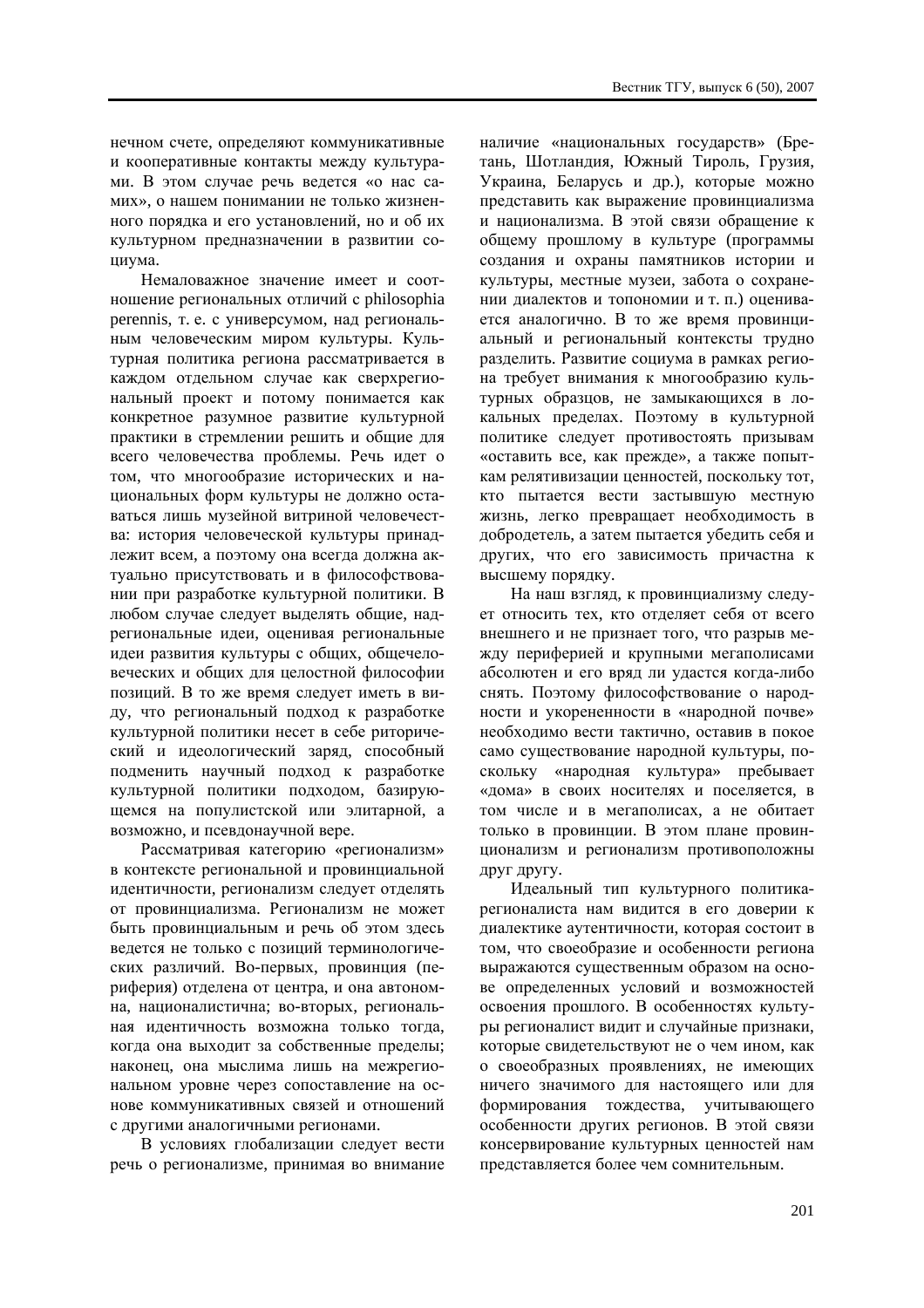нечном счете, определяют коммуникативные и кооперативные контакты между культурами. В этом случае речь ведется «о нас самих», о нашем понимании не только жизненного порядка и его установлений, но и об их культурном предназначении в развитии социума.

Немаловажное значение имеет и соотношение региональных отличий с philosophia perennis, т. е. с универсумом, над региональным человеческим миром культуры. Культурная политика региона рассматривается в каждом отдельном случае как сверхрегиональный проект и потому понимается как конкретное разумное развитие культурной практики в стремлении решить и общие для всего человечества проблемы. Речь идет о том, что многообразие исторических и национальных форм культуры не должно оставаться лишь музейной витриной человечества: история человеческой культуры принадлежит всем, а поэтому она всегда должна актуально присутствовать и в философствовании при разработке культурной политики. В любом случае следует выделять общие, надрегиональные идеи, оценивая региональные идеи развития культуры с общих, общечеловеческих и общих для целостной философии позиций. В то же время следует иметь в виду, что региональный подход к разработке культурной политики несет в себе риторический и идеологический заряд, способный подменить научный подход к разработке культурной политики подходом, базирующемся на популистской или элитарной, а возможно, и псевдонаучной вере.

Рассматривая категорию «регионализм» в контексте региональной и провинциальной идентичности, регионализм следует отделять от провинциализма. Регионализм не может быть провинциальным и речь об этом здесь ведется не только с позиций терминологических различий. Во-первых, провинция (периферия) отделена от центра, и она автономна, националистична; во-вторых, региональная идентичность возможна только тогда, когда она выходит за собственные пределы; наконец, она мыслима лишь на межрегиональном уровне через сопоставление на основе коммуникативных связей и отношений с другими аналогичными регионами.

В условиях глобализации следует вести речь о регионализме, принимая во внимание наличие «национальных государств» (Бретань, Шотландия, Южный Тироль, Грузия, Украина, Беларусь и др.), которые можно представить как выражение провинциализма и национализма. В этой связи обращение к общему прошлому в культуре (программы создания и охраны памятников истории и культуры, местные музеи, забота о сохранении диалектов и топонимии и т. п.) оценивается аналогично. В то же время провинциальный и региональный контексты трудно разделить. Развитие социума в рамках региона требует внимания к многообразию культурных образцов, не замыкающихся в локальных пределах. Поэтому в культурной политике следует противостоять призывам «оставить все, как прежде», а также попыткам релятивизации ценностей, поскольку тот, кто пытается вести застывшую местную жизнь, легко превращает необходимость в добродетель, а затем пытается убедить себя и других, что его зависимость причастна к высшему порядку.

На наш взгляд, к провинциализму следует относить тех, кто отделяет себя от всего внешнего и не признает того, что разрыв между периферией и крупными мегаполисами абсолютен и его вряд ли удастся когда-либо снять. Поэтому философствование о народности и укорененности в «народной почве» необходимо вести тактично, оставив в покое само существование народной культуры, поскольку «народная культура» пребывает «дома» в своих носителях и поселяется, в том числе и в мегаполисах, а не обитает только в провинции. В этом плане провинциализм и регионализм противоположны друг другу.

Идеальный тип культурного политика-регионалиста нам видится в его доверии к диалектике аутентичности, которая состоит в том, что своеобразие и особенности региона выражаются существенным образом на основе определенных условий и возможностей освоения прошлого. В особенностях культуры регионалист видит и случайные признаки, которые свидетельствуют не о чем ином, как о своеобразных проявлениях, не имеющих ничего значимого для настоящего или для формирования тождества, учитывающего особенности других регионов. В этой связи консервирование культурных ценностей нам представляется более чем сомнительным.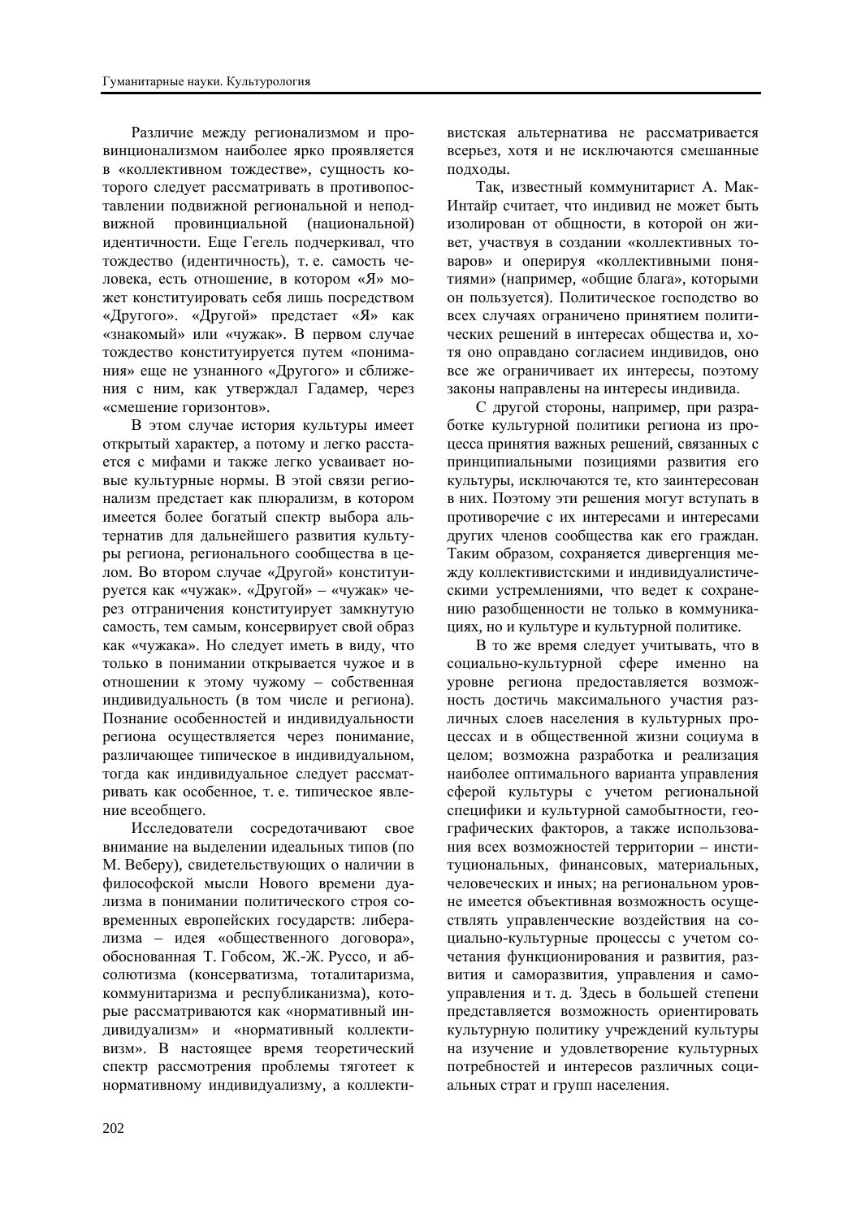Различие между регионализмом и провинционализмом наиболее ярко проявляется в «коллективном тождестве», сущность которого следует рассматривать в противопоставлении подвижной региональной и неподвижной провинциальной (национальной) идентичности. Еще Гегель подчеркивал, что тождество (идентичность), т. е. самость человека, есть отношение, в котором «Я» может конституировать себя лишь посредством «Другого». «Другой» предстает «Я» как «знакомый» или «чужак». В первом случае тождество конституируется путем «понимания» еще не узнанного «Другого» и сближения с ним, как утверждал Гадамер, через «смешение горизонтов».

В этом случае история культуры имеет открытый характер, а потому и легко расстается с мифами и также легко усваивает новые культурные нормы. В этой связи регионализм предстает как плюрализм, в котором имеется более богатый спектр выбора альтернатив для дальнейшего развития культуры региона, регионального сообщества в целом. Во втором случае «Другой» конституируется как «чужак». «Другой» – «чужак» через отграничения конституирует замкнутую самость, тем самым, консервирует свой образ как «чужака». Но следует иметь в виду, что только в понимании открывается чужое и в отношении к этому чужому – собственная индивидуальность (в том числе и региона). Познание особенностей и индивидуальности региона осуществляется через понимание, различающее типическое в индивидуальном, тогда как индивидуальное следует рассматривать как особенное, т. е. типическое явление всеобщего.

Исследователи сосредотачивают свое внимание на выделении идеальных типов (по М. Веберу), свидетельствующих о наличии в философской мысли Нового времени дуализма в понимании политического строя современных европейских государств: либерализма – идея «общественного договора», обоснованная Т. Гобсом, Ж.-Ж. Руссо, и абсолютизма (консерватизма, тоталитаризма, коммунитаризма и республиканизма), которые рассматриваются как «нормативный индивидуализм» и «нормативный коллективизм». В настоящее время теоретический спектр рассмотрения проблемы тяготеет к нормативному индивидуализму, а коллективистская альтернатива не рассматривается всерьез, хотя и не исключаются смешанные подходы.

Так, известный коммунитарист А. Мак-Интайр считает, что индивид не может быть изолирован от общности, в которой он живет, участвуя в создании «коллективных товаров» и оперируя «коллективными понятиями» (например, «общие блага», которыми он пользуется). Политическое господство во всех случаях ограничено принятием политических решений в интересах общества и, хотя оно оправдано согласием индивидов, оно все же ограничивает их интересы, поэтому законы направлены на интересы индивида.

С другой стороны, например, при разработке культурной политики региона из процесса принятия важных решений, связанных с принципиальными позициями развития его культуры, исключаются те, кто заинтересован в них. Поэтому эти решения могут вступать в противоречие с их интересами и интересами других членов сообщества как его граждан. Таким образом, сохраняется дивергенция между коллективистскими и индивидуалистическими устремлениями, что ведет к сохранению разобщенности не только в коммуникациях, но и культуре и культурной политике.

В то же время следует учитывать, что в социально-культурной сфере именно на уровне региона предоставляется возможность достичь максимального участия различных слоев населения в культурных процессах и в общественной жизни социума в целом; возможна разработка и реализация наиболее оптимального варианта управления сферой культуры с учетом региональной специфики и культурной самобытности, географических факторов, а также использования всех возможностей территории – институциональных, финансовых, материальных, человеческих и иных; на региональном уровне имеется объективная возможность осуществлять управленческие воздействия на социально-культурные процессы с учетом сочетания функционирования и развития, развития и саморазвития, управления и самоуправления и т. д. Здесь в большей степени представляется возможность ориентировать культурную политику учреждений культуры на изучение и удовлетворение культурных потребностей и интересов различных социальных страт и групп населения.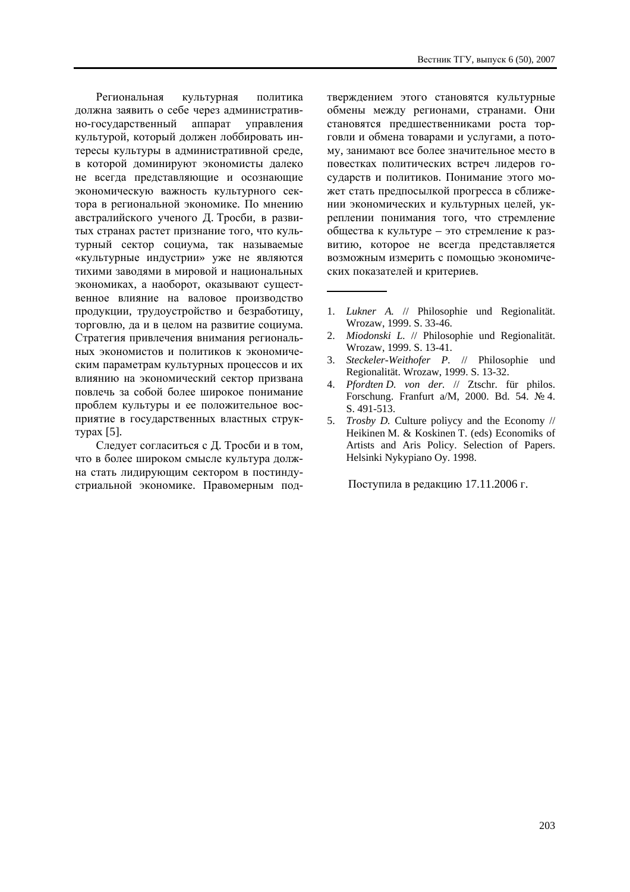Региональная культурная политика должна заявить о себе через административно-государственный аппарат управления культурой, который должен лоббировать интересы культуры в административной среде, в которой доминируют экономисты далеко не всегда представляющие и осознающие экономическую важность культурного сектора в региональной экономике. По мнению австралийского ученого Д. Тросби, в развитых странах растет признание того, что культурный сектор социума, так называемые «культурные индустрии» уже не являются тихими заводями в мировой и национальных экономиках, а наоборот, оказывают существенное влияние на валовое производство продукции, трудоустройство и безработицу, торговлю, да и в целом на развитие социума. Стратегия привлечения внимания региональных экономистов и политиков к экономическим параметрам культурных процессов и их влиянию на экономический сектор призвана повлечь за собой более широкое понимание проблем культуры и ее положительное восприятие в государственных властных структурах [5].

Следует согласиться с Д. Тросби и в том, что в более широком смысле культура должна стать лидирующим сектором в постиндустриальной экономике. Правомерным подтверждением этого становятся культурные обмены между регионами, странами. Они становятся предшественниками роста торговли и обмена товарами и услугами, а потому, занимают все более значительное место в повестках политических встреч лидеров государств и политиков. Понимание этого может стать предпосылкой прогресса в сближении экономических и культурных целей, укреплении понимания того, что стремление общества к культуре – это стремление к развитию, которое не всегда представляется возможным измерить с помощью экономических показателей и критериев.

---

1. *Lukner A.* // Philosophie und Regionalität. Wrozaw, 1999. S. 33-46.
2. *Miodonski L.* // Philosophie und Regionalität. Wrozaw, 1999. S. 13-41.
3. *Steckeler-Weithofer P.* // Philosophie und Regionalität. Wrozaw, 1999. S. 13-32.
4. *Pfordten D. von der.* // Ztschr. für philos. Forschung. Franfurt a/M, 2000. Bd. 54. № 4. S. 491-513.
5. *Trosby D.* Culture poliycy and the Economy // Heikinen M. & Koskinen T. (eds) Economiks of Artists and Aris Policy. Selection of Papers. Helsinki Nykypiano Oy. 1998.

Поступила в редакцию 17.11.2006 г.